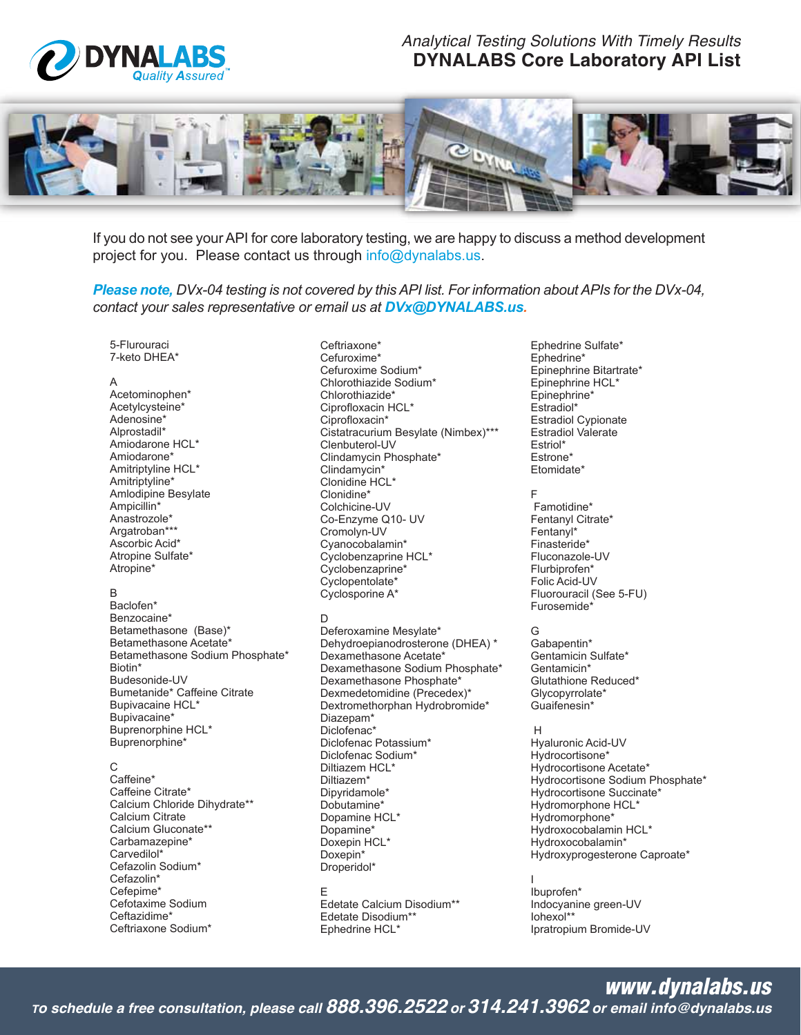DYNALABS Quality Assured™

*Analytical Testing Solutions With Timely Results*

# DYNALABS Core Laboratory API List

If you do not see your API for core laboratory testing, we are happy to discuss a method development project for you. Please contact us through info@dynalabs.us.

***Please note,*** *DVx-04 testing is not covered by this API list. For information about APIs for the DVx-04, contact your sales representative or email us at* ***DVx@DYNALABS.us***.

5-Flurouraci
7-keto DHEA*

A
Acetominophen*
Acetylcysteine*
Adenosine*
Alprostadil*
Amiodarone HCL*
Amiodarone*
Amitriptyline HCL*
Amitriptyline*
Amlodipine Besylate
Ampicillin*
Anastrozole*
Argatroban***
Ascorbic Acid*
Atropine Sulfate*
Atropine*

B
Baclofen*
Benzocaine*
Betamethasone (Base)*
Betamethasone Acetate*
Betamethasone Sodium Phosphate*
Biotin*
Budesonide-UV
Bumetanide* Caffeine Citrate
Bupivacaine HCL*
Bupivacaine*
Buprenorphine HCL*
Buprenorphine*

C
Caffeine*
Caffeine Citrate*
Calcium Chloride Dihydrate**
Calcium Citrate
Calcium Gluconate**
Carbamazepine*
Carvedilol*
Cefazolin Sodium*
Cefazolin*
Cefepime*
Cefotaxime Sodium
Ceftazidime*
Ceftriaxone Sodium*
Ceftriaxone*
Cefuroxime*
Cefuroxime Sodium*
Chlorothiazide Sodium*
Chlorothiazide*
Ciprofloxacin HCL*
Ciprofloxacin*
Cistatracurium Besylate (Nimbex)***
Clenbuterol-UV
Clindamycin Phosphate*
Clindamycin*
Clonidine HCL*
Clonidine*
Colchicine-UV
Co-Enzyme Q10- UV
Cromolyn-UV
Cyanocobalamin*
Cyclobenzaprine HCL*
Cyclobenzaprine*
Cyclopentolate*
Cyclosporine A*

D
Deferoxamine Mesylate*
Dehydroepianodrosterone (DHEA) *
Dexamethasone Acetate*
Dexamethasone Sodium Phosphate*
Dexamethasone Phosphate*
Dexmedetomidine (Precedex)*
Dextromethorphan Hydrobromide*
Diazepam*
Diclofenac*
Diclofenac Potassium*
Diclofenac Sodium*
Diltiazem HCL*
Diltiazem*
Dipyridamole*
Dobutamine*
Dopamine HCL*
Dopamine*
Doxepin HCL*
Doxepin*
Droperidol*

E
Edetate Calcium Disodium**
Edetate Disodium**
Ephedrine HCL*
Ephedrine Sulfate*
Ephedrine*
Epinephrine Bitartrate*
Epinephrine HCL*
Epinephrine*
Estradiol*
Estradiol Cypionate
Estradiol Valerate
Estriol*
Estrone*
Etomidate*

F
Famotidine*
Fentanyl Citrate*
Fentanyl*
Finasteride*
Fluconazole-UV
Flurbiprofen*
Folic Acid-UV
Fluorouracil (See 5-FU)
Furosemide*

G
Gabapentin*
Gentamicin Sulfate*
Gentamicin*
Glutathione Reduced*
Glycopyrrolate*
Guaifenesin*

H
Hyaluronic Acid-UV
Hydrocortisone*
Hydrocortisone Acetate*
Hydrocortisone Sodium Phosphate*
Hydrocortisone Succinate*
Hydromorphone HCL*
Hydromorphone*
Hydroxocobalamin HCL*
Hydroxocobalamin*
Hydroxyprogesterone Caproate*

I
Ibuprofen*
Indocyanine green-UV
Iohexol**
Ipratropium Bromide-UV

**www.dynalabs.us**

*To schedule a free consultation, please call* ***888.396.2522*** *or* ***314.241.3962*** *or email info@dynalabs.us*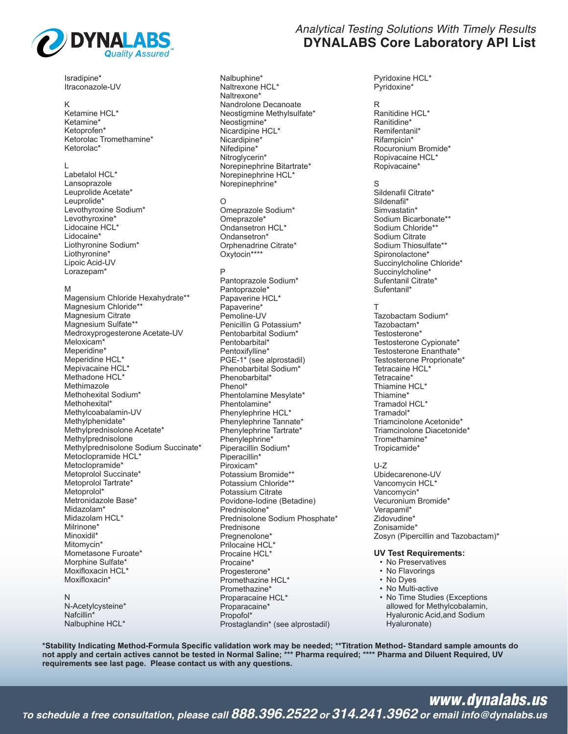*Analytical Testing Solutions With Timely Results*

# DYNALABS Core Laboratory API List

Isradipine*
Itraconazole-UV

K

Ketamine HCL*
Ketamine*
Ketoprofen*
Ketorolac Tromethamine*
Ketorolac*

L

Labetalol HCL*
Lansoprazole
Leuprolide Acetate*
Leuprolide*
Levothyroxine Sodium*
Levothyroxine*
Lidocaine HCL*
Lidocaine*
Liothyronine Sodium*
Liothyronine*
Lipoic Acid-UV
Lorazepam*

M

Magensium Chloride Hexahydrate**
Magnesium Chloride**
Magnesium Citrate
Magnesium Sulfate**
Medroxyprogesterone Acetate-UV
Meloxicam*
Meperidine*
Meperidine HCL*
Mepivacaine HCL*
Methadone HCL*
Methimazole
Methohexital Sodium*
Methohexital*
Methylcoabalamin-UV
Methylphenidate*
Methylprednisolone Acetate*
Methylprednisolone
Methylprednisolone Sodium Succinate*
Metoclopramide HCL*
Metoclopramide*
Metoprolol Succinate*
Metoprolol Tartrate*
Metoprolol*
Metronidazole Base*
Midazolam*
Midazolam HCL*
Milrinone*
Minoxidil*
Mitomycin*
Mometasone Furoate*
Morphine Sulfate*
Moxifloxacin HCL*
Moxifloxacin*

N

N-Acetylcysteine*
Nafcillin*
Nalbuphine HCL*
Nalbuphine*
Naltrexone HCL*
Naltrexone*
Nandrolone Decanoate
Neostigmine Methylsulfate*
Neostigmine*
Nicardipine HCL*
Nicardipine*
Nifedipine*
Nitroglycerin*
Norepinephrine Bitartrate*
Norepinephrine HCL*
Norepinephrine*

O

Omeprazole Sodium*
Omeprazole*
Ondansetron HCL*
Ondansetron*
Orphenadrine Citrate*
Oxytocin****

P

Pantoprazole Sodium*
Pantoprazole*
Papaverine HCL*
Papaverine*
Pemoline-UV
Penicillin G Potassium*
Pentobarbital Sodium*
Pentobarbital*
Pentoxifylline*
PGE-1* (see alprostadil)
Phenobarbital Sodium*
Phenobarbital*
Phenol*
Phentolamine Mesylate*
Phentolamine*
Phenylephrine HCL*
Phenylephrine Tannate*
Phenylephrine Tartrate*
Phenylephrine*
Piperacillin Sodium*
Piperacillin*
Piroxicam*
Potassium Bromide**
Potassium Chloride**
Potassium Citrate
Povidone-Iodine (Betadine)
Prednisolone*
Prednisolone Sodium Phosphate*
Prednisone
Pregnenolone*
Prilocaine HCL*
Procaine HCL*
Procaine*
Progesterone*
Promethazine HCL*
Promethazine*
Proparacaine HCL*
Proparacaine*
Propofol*
Prostaglandin* (see alprostadil)
Pyridoxine HCL*
Pyridoxine*

R

Ranitidine HCL*
Ranitidine*
Remifentanil*
Rifampicin*
Rocuronium Bromide*
Ropivacaine HCL*
Ropivacaine*

S

Sildenafil Citrate*
Sildenafil*
Simvastatin*
Sodium Bicarbonate**
Sodium Chloride**
Sodium Citrate
Sodium Thiosulfate**
Spironolactone*
Succinylcholine Chloride*
Succinylcholine*
Sufentanil Citrate*
Sufentanil*

T

Tazobactam Sodium*
Tazobactam*
Testosterone*
Testosterone Cypionate*
Testosterone Enanthate*
Testosterone Proprionate*
Tetracaine HCL*
Tetracaine*
Thiamine HCL*
Thiamine*
Tramadol HCL*
Tramadol*
Triamcinolone Acetonide*
Triamcinolone Diacetonide*
Tromethamine*
Tropicamide*

U-Z

Ubidecarenone-UV
Vancomycin HCL*
Vancomycin*
Vecuronium Bromide*
Verapamil*
Zidovudine*
Zonisamide*
Zosyn (Pipercillin and Tazobactam)*

**UV Test Requirements:**

- No Preservatives
- No Flavorings
- No Dyes
- No Multi-active
- No Time Studies (Exceptions allowed for Methylcobalamin, Hyaluronic Acid,and Sodium Hyaluronate)

**\*Stability Indicating Method-Formula Specific validation work may be needed; \*\*Titration Method- Standard sample amounts do not apply and certain actives cannot be tested in Normal Saline; \*\*\* Pharma required; \*\*\*\* Pharma and Diluent Required, UV requirements see last page. Please contact us with any questions.**

***www.dynalabs.us***

*To schedule a free consultation, please call **888.396.2522** or **314.241.3962** or email info@dynalabs.us*